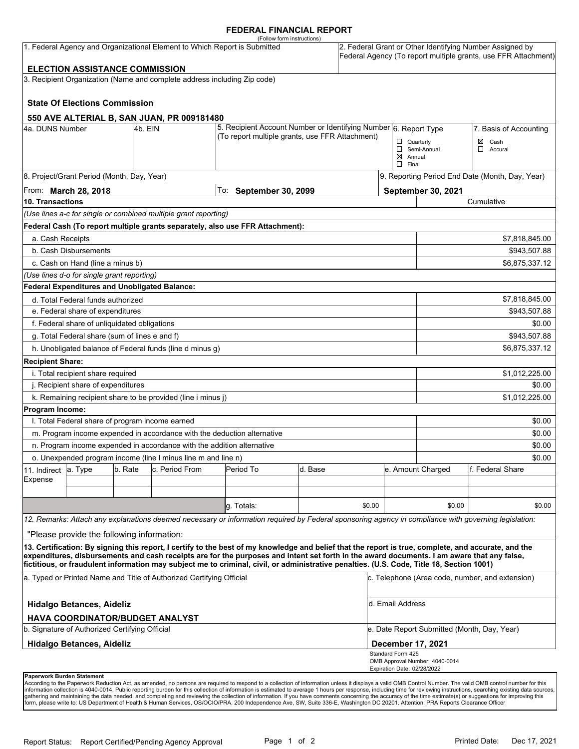# FEDERAL FINANCIAL REPORT

(Follow form instructions)

| 1. Federal Agency and Organizational Element to Which Report is Submitted | 2. Federal Grant or Other Identifying Number Assigned by Federal Agency (To report multiple grants, use FFR Attachment) |
|---|---|
| **ELECTION ASSISTANCE COMMISSION** | |

3. Recipient Organization (Name and complete address including Zip code)

**State Of Elections Commission**

**550 AVE ALTERIAL B, SAN JUAN, PR 009181480**

| 4a. DUNS Number | 4b. EIN | 5. Recipient Account Number or Identifying Number (To report multiple grants, use FFR Attachment) | 6. Report Type | 7. Basis of Accounting |
|---|---|---|---|---|
| | | | ☐ Quarterly<br>☐ Semi-Annual<br>☒ Annual<br>☐ Final | ☒ Cash<br>☐ Accural |

| 8. Project/Grant Period (Month, Day, Year) | | 9. Reporting Period End Date (Month, Day, Year) |
|---|---|---|
| From: **March 28, 2018** | To: **September 30, 2099** | **September 30, 2021** |

| 10. Transactions | Cumulative |
|---|---|
| *(Use lines a-c for single or combined multiple grant reporting)* | |
| **Federal Cash (To report multiple grants separately, also use FFR Attachment):** | |
| a. Cash Receipts | $7,818,845.00 |
| b. Cash Disbursements | $943,507.88 |
| c. Cash on Hand (line a minus b) | $6,875,337.12 |
| *(Use lines d-o for single grant reporting)* | |
| **Federal Expenditures and Unobligated Balance:** | |
| d. Total Federal funds authorized | $7,818,845.00 |
| e. Federal share of expenditures | $943,507.88 |
| f. Federal share of unliquidated obligations | $0.00 |
| g. Total Federal share (sum of lines e and f) | $943,507.88 |
| h. Unobligated balance of Federal funds (line d minus g) | $6,875,337.12 |
| **Recipient Share:** | |
| i. Total recipient share required | $1,012,225.00 |
| j. Recipient share of expenditures | $0.00 |
| k. Remaining recipient share to be provided (line i minus j) | $1,012,225.00 |
| **Program Income:** | |
| l. Total Federal share of program income earned | $0.00 |
| m. Program income expended in accordance with the deduction alternative | $0.00 |
| n. Program income expended in accordance with the addition alternative | $0.00 |
| o. Unexpended program income (line l minus line m and line n) | $0.00 |

| 11. Indirect Expense | a. Type | b. Rate | c. Period From | Period To | d. Base | e. Amount Charged | f. Federal Share |
|---|---|---|---|---|---|---|---|
| | | | | | | | |
| | | | | | | | |
| | | | | g. Totals: | $0.00 | $0.00 | $0.00 |

*12. Remarks: Attach any explanations deemed necessary or information required by Federal sponsoring agency in compliance with governing legislation:*

"Please provide the following information:

**13. Certification: By signing this report, I certify to the best of my knowledge and belief that the report is true, complete, and accurate, and the expenditures, disbursements and cash receipts are for the purposes and intent set forth in the award documents. I am aware that any false, fictitious, or fraudulent information may subject me to criminal, civil, or administrative penalties. (U.S. Code, Title 18, Section 1001)**

| a. Typed or Printed Name and Title of Authorized Certifying Official | c. Telephone (Area code, number, and extension) |
|---|---|
| **Hidalgo Betances, Aideliz**<br>**HAVA COORDINATOR/BUDGET ANALYST** | d. Email Address |
| b. Signature of Authorized Certifying Official | e. Date Report Submitted (Month, Day, Year) |
| **Hidalgo Betances, Aideliz** | **December 17, 2021** |

Standard Form 425
OMB Approval Number: 4040-0014
Expiration Date: 02/28/2022

**Paperwork Burden Statement**

According to the Paperwork Reduction Act, as amended, no persons are required to respond to a collection of information unless it displays a valid OMB Control Number. The valid OMB control number for this information collection is 4040-0014. Public reporting burden for this collection of information is estimated to average 1 hours per response, including time for reviewing instructions, searching existing data sources, gathering and maintaining the data needed, and completing and reviewing the collection of information. If you have comments concerning the accuracy of the time estimate(s) or suggestions for improving this form, please write to: US Department of Health & Human Services, OS/OCIO/PRA, 200 Independence Ave, SW, Suite 336-E, Washington DC 20201. Attention: PRA Reports Clearance Officer

Report Status: Report Certified/Pending Agency Approval

Printed Date: Dec 17, 2021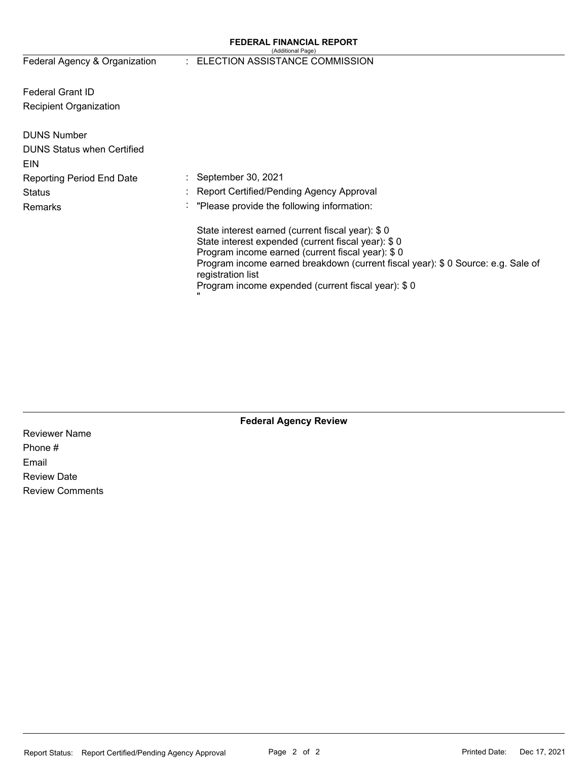# FEDERAL FINANCIAL REPORT

(Additional Page)

| | | |
|---|---|---|
| Federal Agency & Organization | : | ELECTION ASSISTANCE COMMISSION |
| Federal Grant ID | | |
| Recipient Organization | | |
| DUNS Number | | |
| DUNS Status when Certified | | |
| EIN | | |
| Reporting Period End Date | : | September 30, 2021 |
| Status | : | Report Certified/Pending Agency Approval |
| Remarks | : | "Please provide the following information: |

State interest earned (current fiscal year): $ 0
State interest expended (current fiscal year): $ 0
Program income earned (current fiscal year): $ 0
Program income earned breakdown (current fiscal year): $ 0 Source: e.g. Sale of registration list
Program income expended (current fiscal year): $ 0
"

## Federal Agency Review

Reviewer Name
Phone #
Email
Review Date
Review Comments

Report Status: Report Certified/Pending Agency Approval

Printed Date: Dec 17, 2021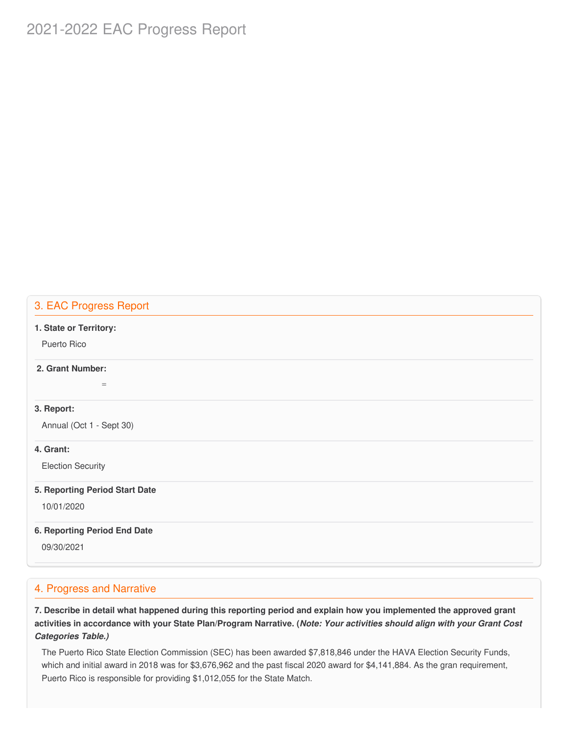# 2021-2022 EAC Progress Report

## 3. EAC Progress Report

**1. State or Territory:**

Puerto Rico

**2. Grant Number:**

=

**3. Report:**

Annual (Oct 1 - Sept 30)

**4. Grant:**

Election Security

**5. Reporting Period Start Date**

10/01/2020

**6. Reporting Period End Date**

09/30/2021

## 4. Progress and Narrative

**7. Describe in detail what happened during this reporting period and explain how you implemented the approved grant activities in accordance with your State Plan/Program Narrative. (*Note: Your activities should align with your Grant Cost Categories Table.)***

The Puerto Rico State Election Commission (SEC) has been awarded $7,818,846 under the HAVA Election Security Funds, which and initial award in 2018 was for $3,676,962 and the past fiscal 2020 award for $4,141,884. As the gran requirement, Puerto Rico is responsible for providing $1,012,055 for the State Match.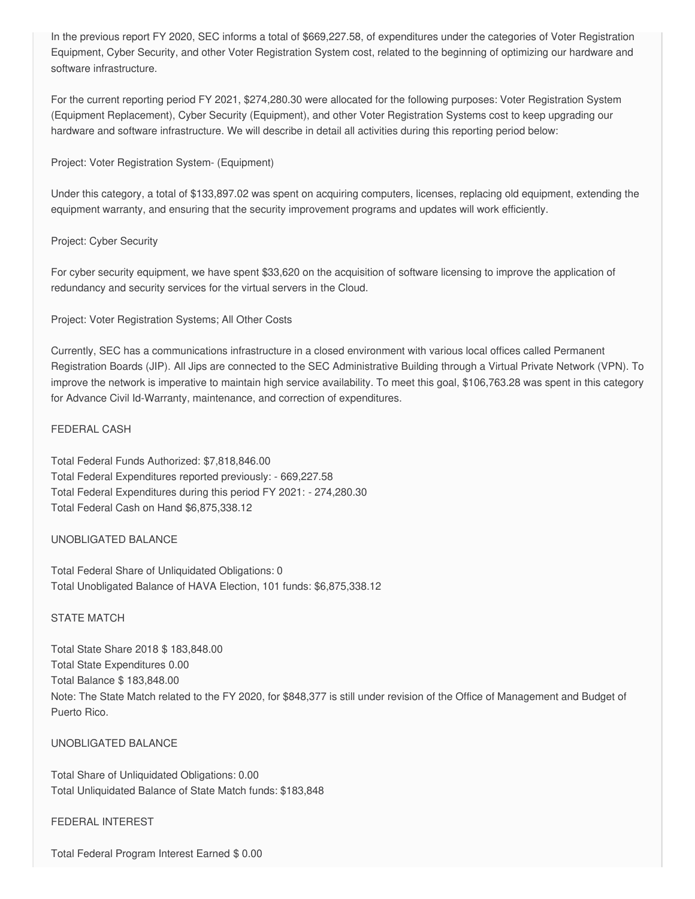In the previous report FY 2020, SEC informs a total of $669,227.58, of expenditures under the categories of Voter Registration Equipment, Cyber Security, and other Voter Registration System cost, related to the beginning of optimizing our hardware and software infrastructure.

For the current reporting period FY 2021, $274,280.30 were allocated for the following purposes: Voter Registration System (Equipment Replacement), Cyber Security (Equipment), and other Voter Registration Systems cost to keep upgrading our hardware and software infrastructure. We will describe in detail all activities during this reporting period below:

Project: Voter Registration System- (Equipment)

Under this category, a total of $133,897.02 was spent on acquiring computers, licenses, replacing old equipment, extending the equipment warranty, and ensuring that the security improvement programs and updates will work efficiently.

Project: Cyber Security

For cyber security equipment, we have spent $33,620 on the acquisition of software licensing to improve the application of redundancy and security services for the virtual servers in the Cloud.

Project: Voter Registration Systems; All Other Costs

Currently, SEC has a communications infrastructure in a closed environment with various local offices called Permanent Registration Boards (JIP). All Jips are connected to the SEC Administrative Building through a Virtual Private Network (VPN). To improve the network is imperative to maintain high service availability. To meet this goal, $106,763.28 was spent in this category for Advance Civil Id-Warranty, maintenance, and correction of expenditures.

FEDERAL CASH

Total Federal Funds Authorized: $7,818,846.00
Total Federal Expenditures reported previously: - 669,227.58
Total Federal Expenditures during this period FY 2021: - 274,280.30
Total Federal Cash on Hand $6,875,338.12

UNOBLIGATED BALANCE

Total Federal Share of Unliquidated Obligations: 0
Total Unobligated Balance of HAVA Election, 101 funds: $6,875,338.12

STATE MATCH

Total State Share 2018 $ 183,848.00
Total State Expenditures 0.00
Total Balance $ 183,848.00
Note: The State Match related to the FY 2020, for $848,377 is still under revision of the Office of Management and Budget of Puerto Rico.

UNOBLIGATED BALANCE

Total Share of Unliquidated Obligations: 0.00
Total Unliquidated Balance of State Match funds: $183,848

FEDERAL INTEREST

Total Federal Program Interest Earned $ 0.00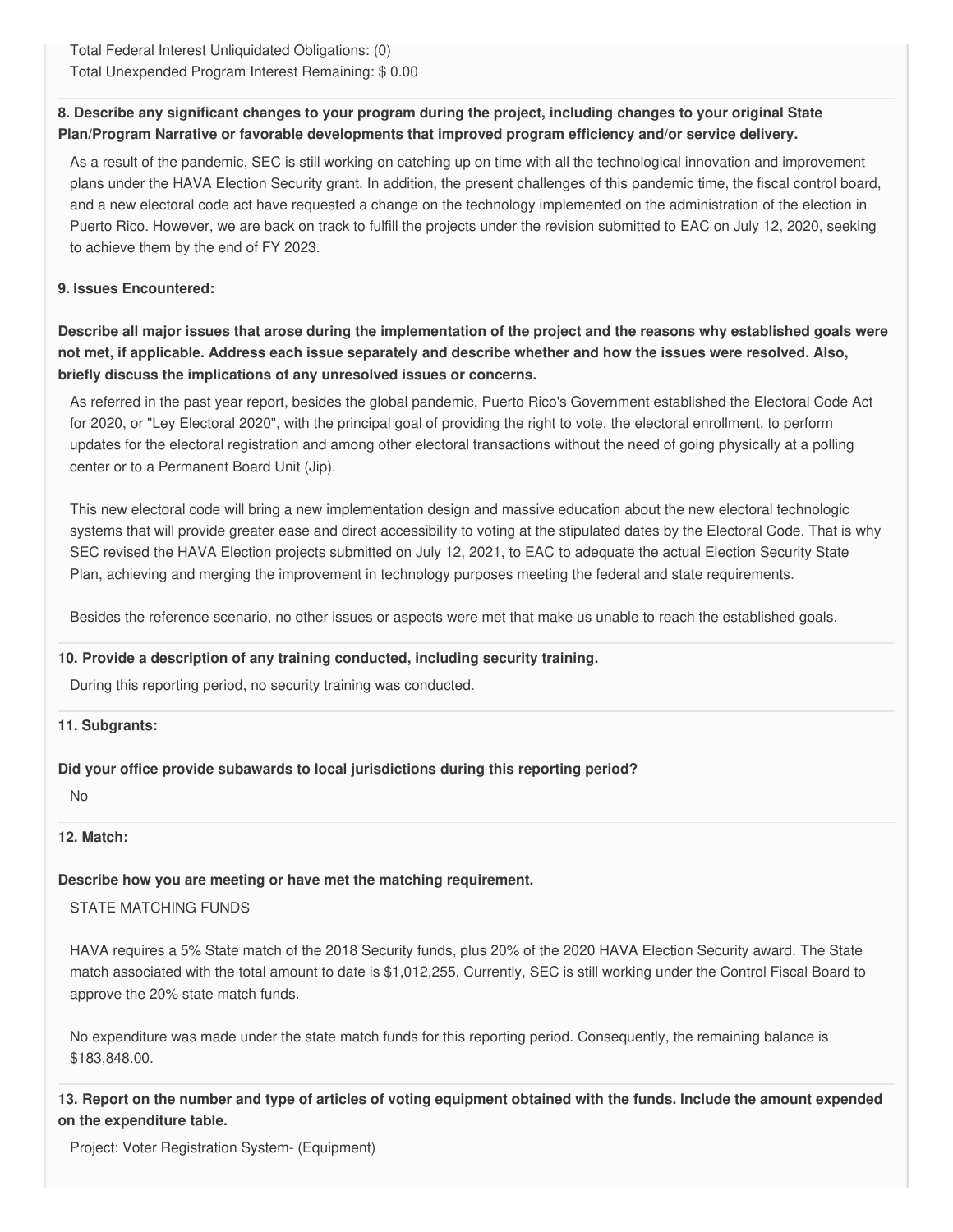Total Federal Interest Unliquidated Obligations: (0)
Total Unexpended Program Interest Remaining: $ 0.00

**8. Describe any significant changes to your program during the project, including changes to your original State Plan/Program Narrative or favorable developments that improved program efficiency and/or service delivery.**

As a result of the pandemic, SEC is still working on catching up on time with all the technological innovation and improvement plans under the HAVA Election Security grant. In addition, the present challenges of this pandemic time, the fiscal control board, and a new electoral code act have requested a change on the technology implemented on the administration of the election in Puerto Rico. However, we are back on track to fulfill the projects under the revision submitted to EAC on July 12, 2020, seeking to achieve them by the end of FY 2023.

**9. Issues Encountered:**

**Describe all major issues that arose during the implementation of the project and the reasons why established goals were not met, if applicable. Address each issue separately and describe whether and how the issues were resolved. Also, briefly discuss the implications of any unresolved issues or concerns.**

As referred in the past year report, besides the global pandemic, Puerto Rico's Government established the Electoral Code Act for 2020, or "Ley Electoral 2020", with the principal goal of providing the right to vote, the electoral enrollment, to perform updates for the electoral registration and among other electoral transactions without the need of going physically at a polling center or to a Permanent Board Unit (Jip).

This new electoral code will bring a new implementation design and massive education about the new electoral technologic systems that will provide greater ease and direct accessibility to voting at the stipulated dates by the Electoral Code. That is why SEC revised the HAVA Election projects submitted on July 12, 2021, to EAC to adequate the actual Election Security State Plan, achieving and merging the improvement in technology purposes meeting the federal and state requirements.

Besides the reference scenario, no other issues or aspects were met that make us unable to reach the established goals.

**10. Provide a description of any training conducted, including security training.**

During this reporting period, no security training was conducted.

**11. Subgrants:**

**Did your office provide subawards to local jurisdictions during this reporting period?**

No

**12. Match:**

**Describe how you are meeting or have met the matching requirement.**

STATE MATCHING FUNDS

HAVA requires a 5% State match of the 2018 Security funds, plus 20% of the 2020 HAVA Election Security award. The State match associated with the total amount to date is $1,012,255. Currently, SEC is still working under the Control Fiscal Board to approve the 20% state match funds.

No expenditure was made under the state match funds for this reporting period. Consequently, the remaining balance is $183,848.00.

**13. Report on the number and type of articles of voting equipment obtained with the funds. Include the amount expended on the expenditure table.**

Project: Voter Registration System- (Equipment)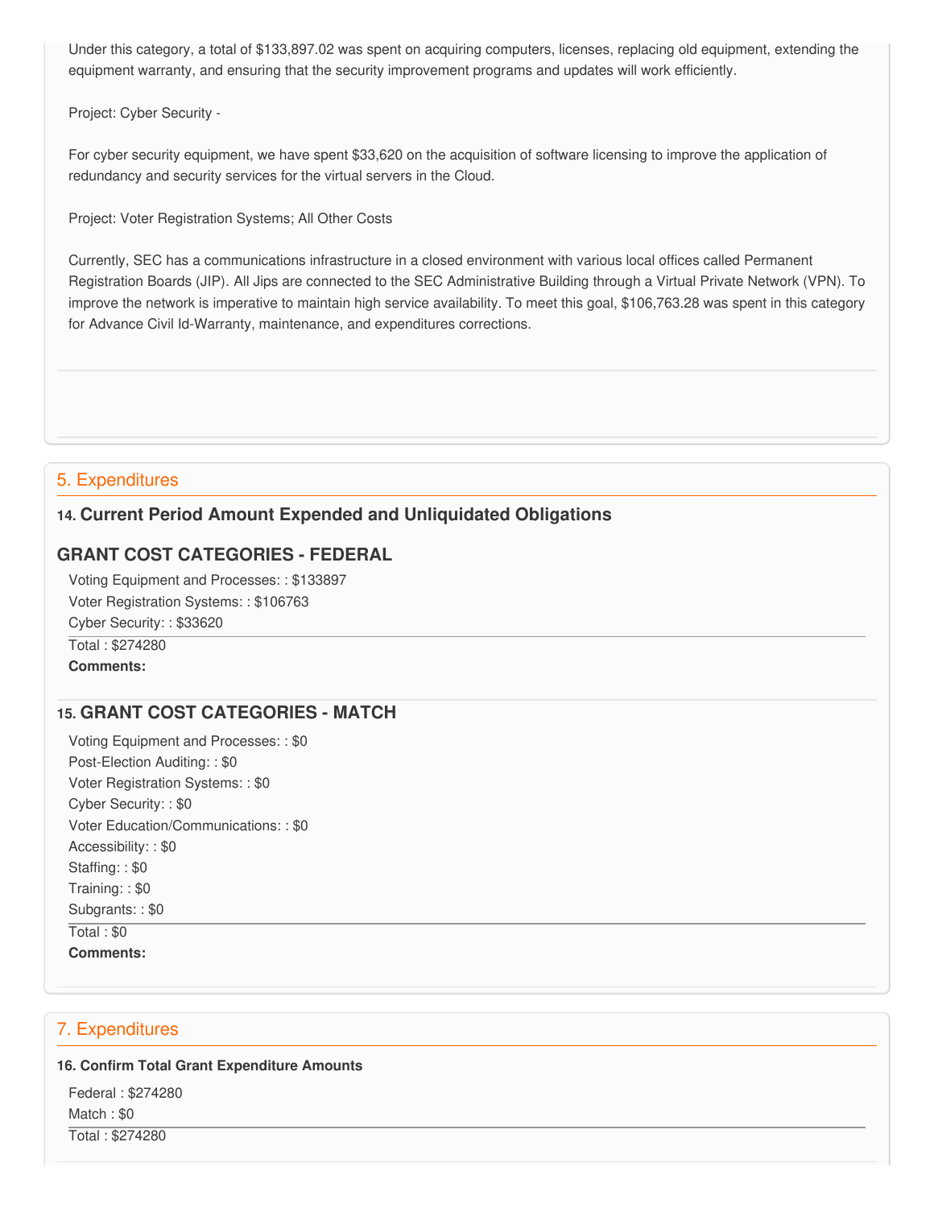Under this category, a total of $133,897.02 was spent on acquiring computers, licenses, replacing old equipment, extending the equipment warranty, and ensuring that the security improvement programs and updates will work efficiently.

Project: Cyber Security -

For cyber security equipment, we have spent $33,620 on the acquisition of software licensing to improve the application of redundancy and security services for the virtual servers in the Cloud.

Project: Voter Registration Systems; All Other Costs

Currently, SEC has a communications infrastructure in a closed environment with various local offices called Permanent Registration Boards (JIP). All Jips are connected to the SEC Administrative Building through a Virtual Private Network (VPN). To improve the network is imperative to maintain high service availability. To meet this goal, $106,763.28 was spent in this category for Advance Civil Id-Warranty, maintenance, and expenditures corrections.

## 5. Expenditures

### 14. Current Period Amount Expended and Unliquidated Obligations

### GRANT COST CATEGORIES - FEDERAL

Voting Equipment and Processes: : $133897
Voter Registration Systems: : $106763
Cyber Security: : $33620

Total : $274280

**Comments:**

### 15. GRANT COST CATEGORIES - MATCH

Voting Equipment and Processes: : $0
Post-Election Auditing: : $0
Voter Registration Systems: : $0
Cyber Security: : $0
Voter Education/Communications: : $0
Accessibility: : $0
Staffing: : $0
Training: : $0
Subgrants: : $0

Total : $0

**Comments:**

## 7. Expenditures

**16. Confirm Total Grant Expenditure Amounts**

Federal : $274280
Match : $0

Total : $274280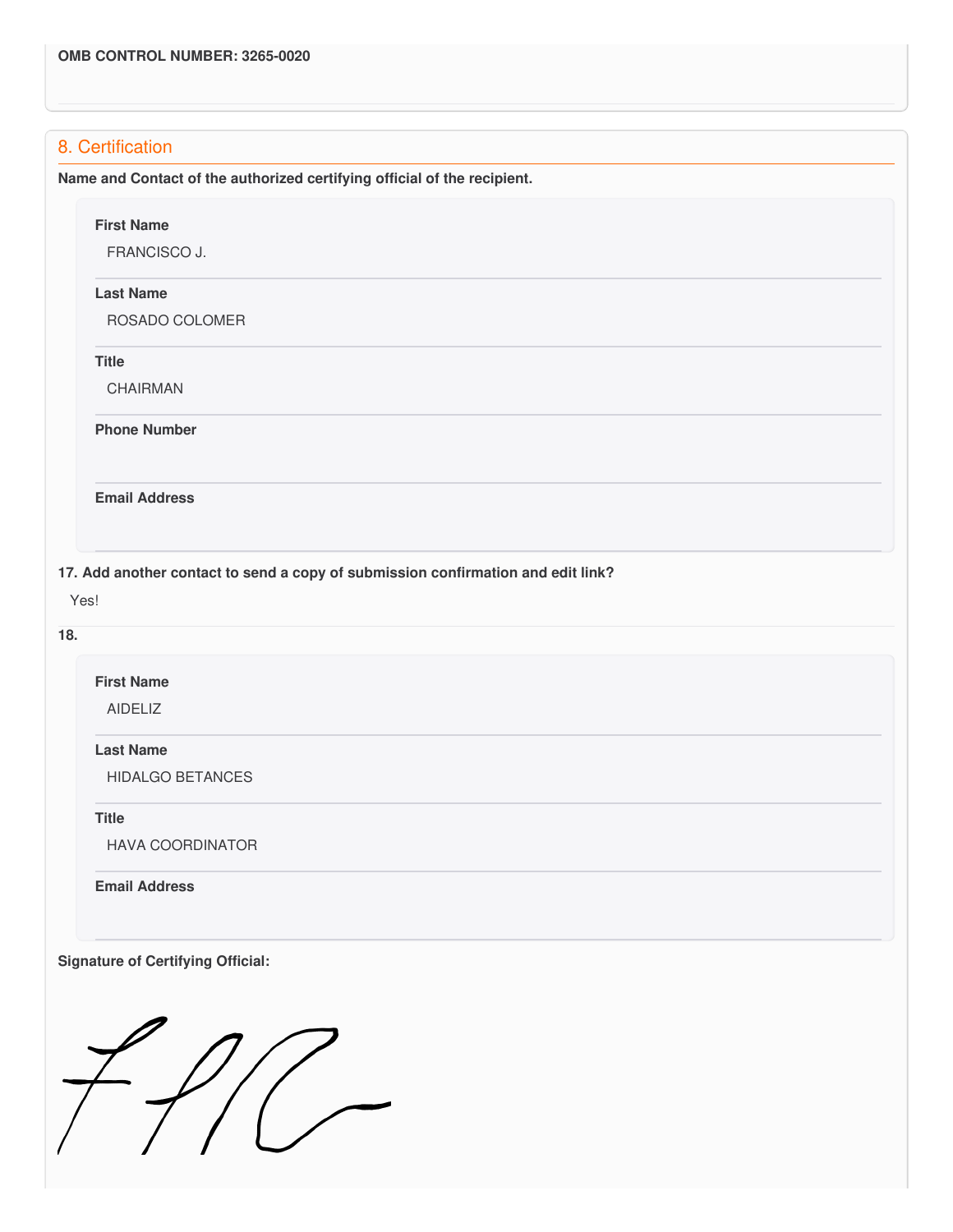**OMB CONTROL NUMBER: 3265-0020**

## 8. Certification

**Name and Contact of the authorized certifying official of the recipient.**

**First Name**

FRANCISCO J.

**Last Name**

ROSADO COLOMER

**Title**

CHAIRMAN

**Phone Number**

**Email Address**

**17. Add another contact to send a copy of submission confirmation and edit link?**

Yes!

**18.**

**First Name**

AIDELIZ

**Last Name**

HIDALGO BETANCES

**Title**

HAVA COORDINATOR

**Email Address**

**Signature of Certifying Official:**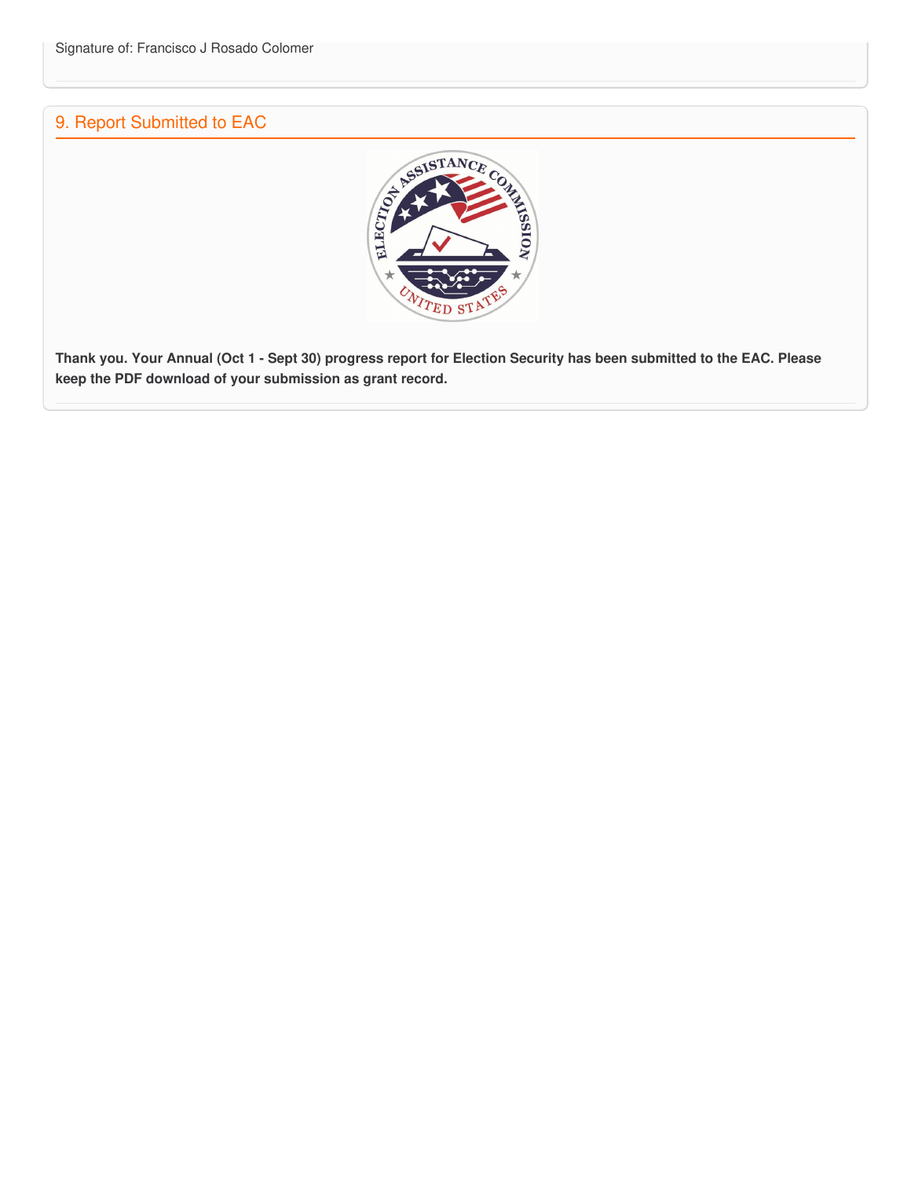Signature of: Francisco J Rosado Colomer

## 9. Report Submitted to EAC

**Thank you. Your Annual (Oct 1 - Sept 30) progress report for Election Security has been submitted to the EAC. Please keep the PDF download of your submission as grant record.**